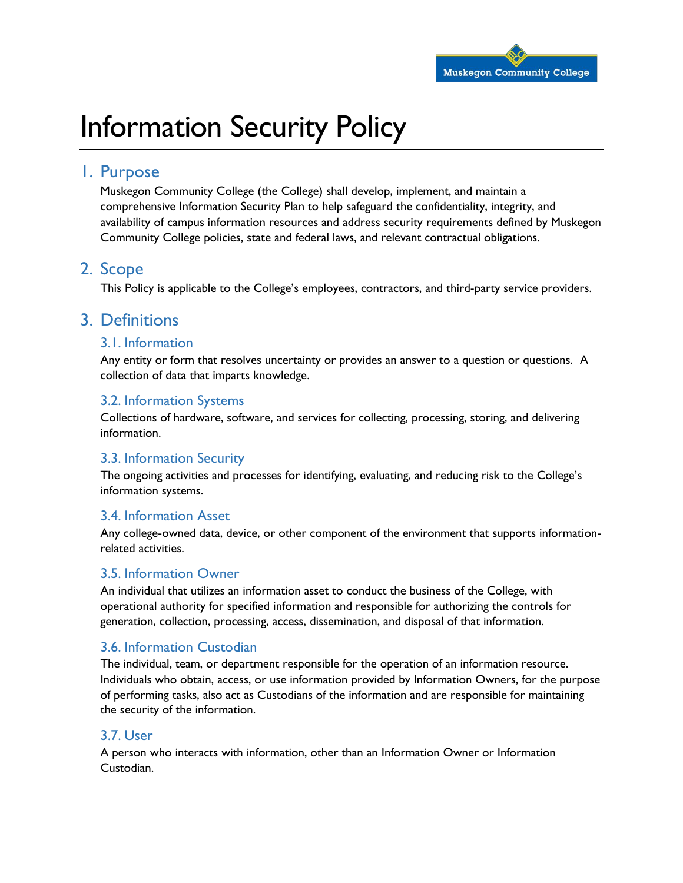# Information Security Policy

## 1. Purpose

Muskegon Community College (the College) shall develop, implement, and maintain a comprehensive Information Security Plan to help safeguard the confidentiality, integrity, and availability of campus information resources and address security requirements defined by Muskegon Community College policies, state and federal laws, and relevant contractual obligations.

## 2. Scope

This Policy is applicable to the College's employees, contractors, and third-party service providers.

## 3. Definitions

### 3.1. Information

Any entity or form that resolves uncertainty or provides an answer to a question or questions. A collection of data that imparts knowledge.

### 3.2. Information Systems

Collections of hardware, software, and services for collecting, processing, storing, and delivering information.

### 3.3. Information Security

The ongoing activities and processes for identifying, evaluating, and reducing risk to the College's information systems.

### 3.4. Information Asset

Any college-owned data, device, or other component of the environment that supports information-related activities.

### 3.5. Information Owner

An individual that utilizes an information asset to conduct the business of the College, with operational authority for specified information and responsible for authorizing the controls for generation, collection, processing, access, dissemination, and disposal of that information.

### 3.6. Information Custodian

The individual, team, or department responsible for the operation of an information resource. Individuals who obtain, access, or use information provided by Information Owners, for the purpose of performing tasks, also act as Custodians of the information and are responsible for maintaining the security of the information.

### 3.7. User

A person who interacts with information, other than an Information Owner or Information Custodian.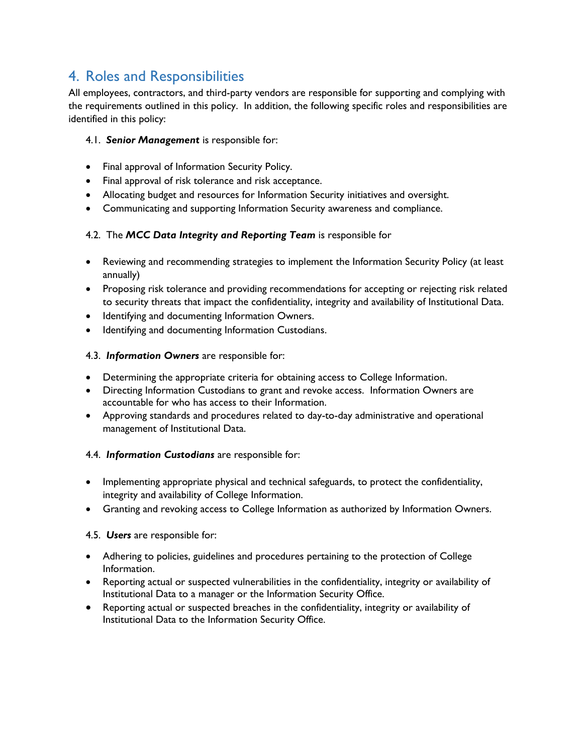## 4. Roles and Responsibilities

All employees, contractors, and third-party vendors are responsible for supporting and complying with the requirements outlined in this policy. In addition, the following specific roles and responsibilities are identified in this policy:

4.1. ***Senior Management*** is responsible for:

- Final approval of Information Security Policy.
- Final approval of risk tolerance and risk acceptance.
- Allocating budget and resources for Information Security initiatives and oversight.
- Communicating and supporting Information Security awareness and compliance.

4.2. The ***MCC Data Integrity and Reporting Team*** is responsible for

- Reviewing and recommending strategies to implement the Information Security Policy (at least annually)
- Proposing risk tolerance and providing recommendations for accepting or rejecting risk related to security threats that impact the confidentiality, integrity and availability of Institutional Data.
- Identifying and documenting Information Owners.
- Identifying and documenting Information Custodians.

4.3. ***Information Owners*** are responsible for:

- Determining the appropriate criteria for obtaining access to College Information.
- Directing Information Custodians to grant and revoke access. Information Owners are accountable for who has access to their Information.
- Approving standards and procedures related to day-to-day administrative and operational management of Institutional Data.

4.4. ***Information Custodians*** are responsible for:

- Implementing appropriate physical and technical safeguards, to protect the confidentiality, integrity and availability of College Information.
- Granting and revoking access to College Information as authorized by Information Owners.

4.5. ***Users*** are responsible for:

- Adhering to policies, guidelines and procedures pertaining to the protection of College Information.
- Reporting actual or suspected vulnerabilities in the confidentiality, integrity or availability of Institutional Data to a manager or the Information Security Office.
- Reporting actual or suspected breaches in the confidentiality, integrity or availability of Institutional Data to the Information Security Office.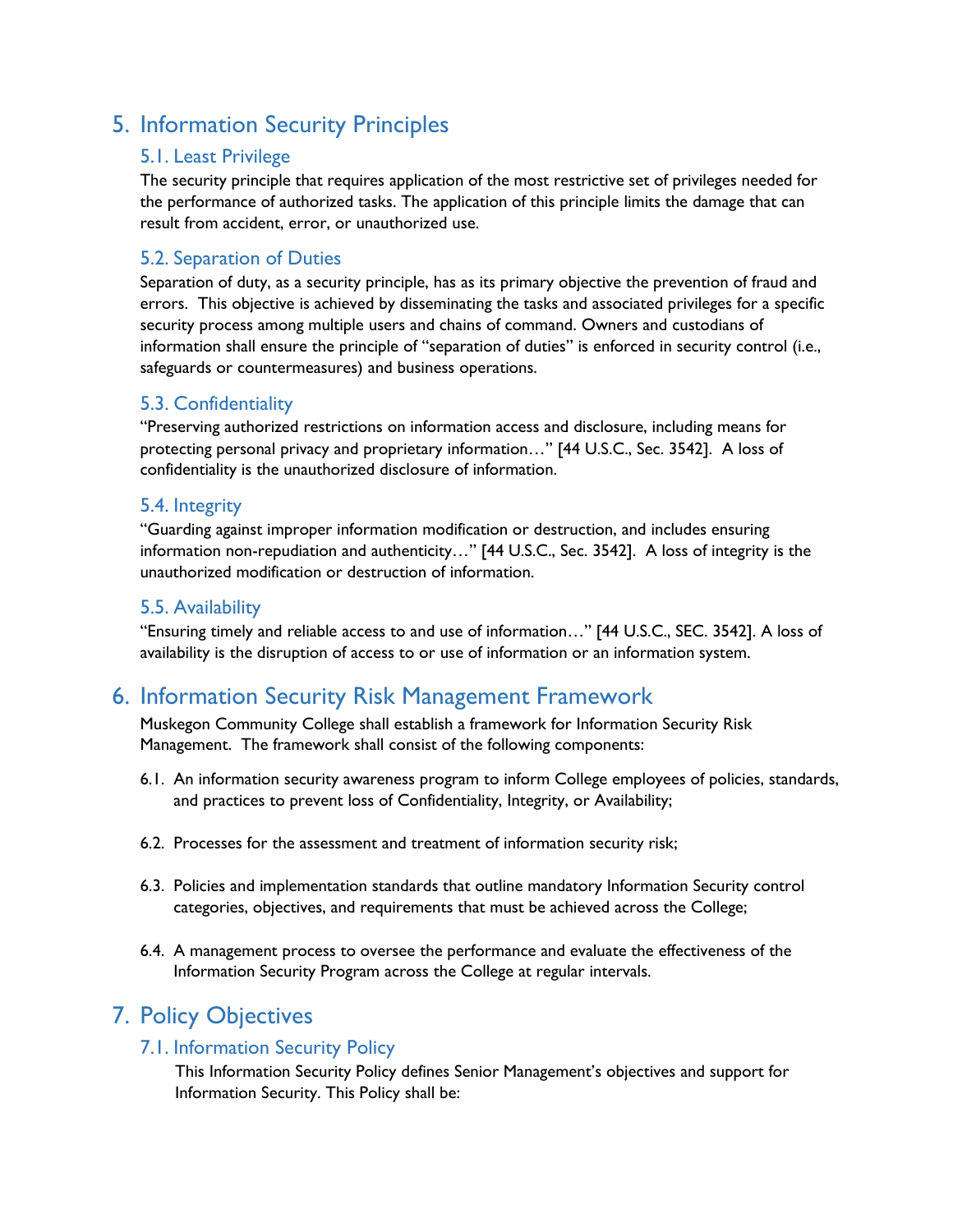# 5. Information Security Principles

## 5.1. Least Privilege

The security principle that requires application of the most restrictive set of privileges needed for the performance of authorized tasks. The application of this principle limits the damage that can result from accident, error, or unauthorized use.

## 5.2. Separation of Duties

Separation of duty, as a security principle, has as its primary objective the prevention of fraud and errors. This objective is achieved by disseminating the tasks and associated privileges for a specific security process among multiple users and chains of command. Owners and custodians of information shall ensure the principle of "separation of duties" is enforced in security control (i.e., safeguards or countermeasures) and business operations.

## 5.3. Confidentiality

"Preserving authorized restrictions on information access and disclosure, including means for protecting personal privacy and proprietary information…" [44 U.S.C., Sec. 3542]. A loss of confidentiality is the unauthorized disclosure of information.

## 5.4. Integrity

"Guarding against improper information modification or destruction, and includes ensuring information non-repudiation and authenticity…" [44 U.S.C., Sec. 3542]. A loss of integrity is the unauthorized modification or destruction of information.

## 5.5. Availability

"Ensuring timely and reliable access to and use of information…" [44 U.S.C., SEC. 3542]. A loss of availability is the disruption of access to or use of information or an information system.

# 6. Information Security Risk Management Framework

Muskegon Community College shall establish a framework for Information Security Risk Management. The framework shall consist of the following components:

6.1. An information security awareness program to inform College employees of policies, standards, and practices to prevent loss of Confidentiality, Integrity, or Availability;

6.2. Processes for the assessment and treatment of information security risk;

6.3. Policies and implementation standards that outline mandatory Information Security control categories, objectives, and requirements that must be achieved across the College;

6.4. A management process to oversee the performance and evaluate the effectiveness of the Information Security Program across the College at regular intervals.

# 7. Policy Objectives

## 7.1. Information Security Policy

This Information Security Policy defines Senior Management's objectives and support for Information Security. This Policy shall be: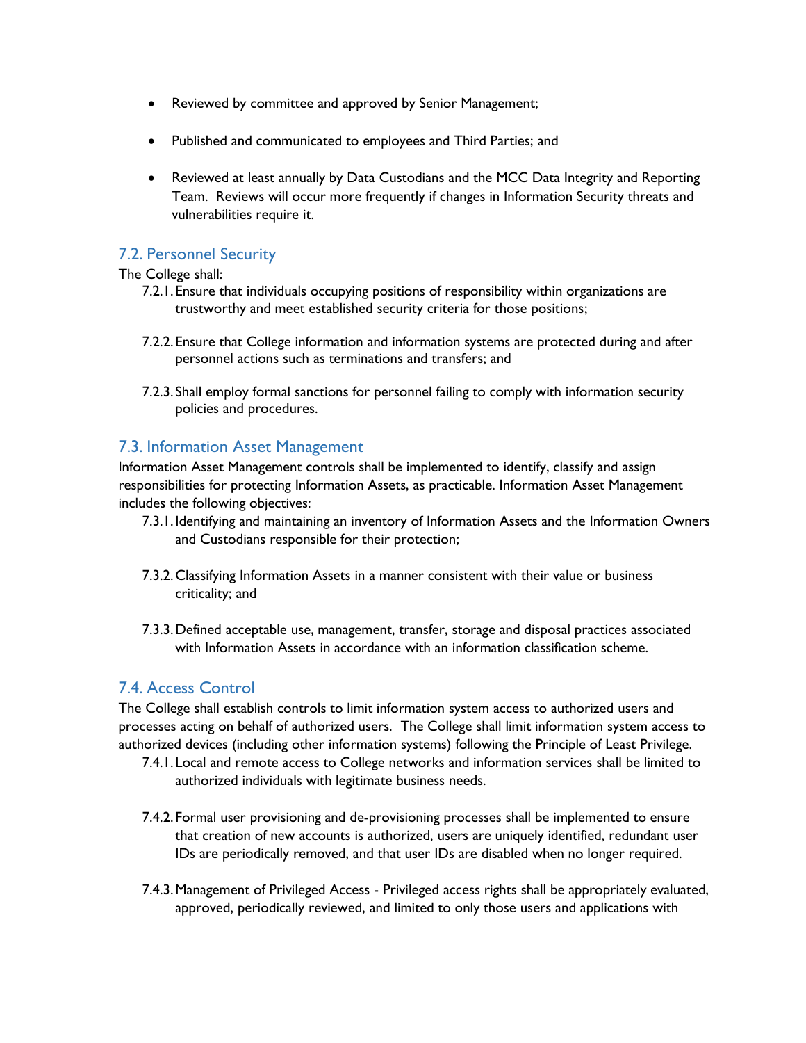- Reviewed by committee and approved by Senior Management;
- Published and communicated to employees and Third Parties; and
- Reviewed at least annually by Data Custodians and the MCC Data Integrity and Reporting Team. Reviews will occur more frequently if changes in Information Security threats and vulnerabilities require it.

## 7.2. Personnel Security

The College shall:

7.2.1. Ensure that individuals occupying positions of responsibility within organizations are trustworthy and meet established security criteria for those positions;

7.2.2. Ensure that College information and information systems are protected during and after personnel actions such as terminations and transfers; and

7.2.3. Shall employ formal sanctions for personnel failing to comply with information security policies and procedures.

## 7.3. Information Asset Management

Information Asset Management controls shall be implemented to identify, classify and assign responsibilities for protecting Information Assets, as practicable. Information Asset Management includes the following objectives:

7.3.1. Identifying and maintaining an inventory of Information Assets and the Information Owners and Custodians responsible for their protection;

7.3.2. Classifying Information Assets in a manner consistent with their value or business criticality; and

7.3.3. Defined acceptable use, management, transfer, storage and disposal practices associated with Information Assets in accordance with an information classification scheme.

## 7.4. Access Control

The College shall establish controls to limit information system access to authorized users and processes acting on behalf of authorized users. The College shall limit information system access to authorized devices (including other information systems) following the Principle of Least Privilege.

7.4.1. Local and remote access to College networks and information services shall be limited to authorized individuals with legitimate business needs.

7.4.2. Formal user provisioning and de-provisioning processes shall be implemented to ensure that creation of new accounts is authorized, users are uniquely identified, redundant user IDs are periodically removed, and that user IDs are disabled when no longer required.

7.4.3. Management of Privileged Access - Privileged access rights shall be appropriately evaluated, approved, periodically reviewed, and limited to only those users and applications with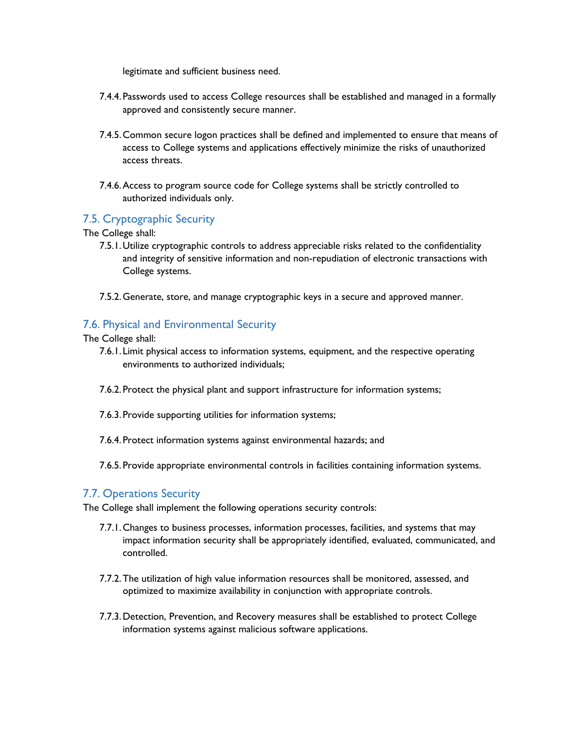legitimate and sufficient business need.

7.4.4. Passwords used to access College resources shall be established and managed in a formally approved and consistently secure manner.

7.4.5. Common secure logon practices shall be defined and implemented to ensure that means of access to College systems and applications effectively minimize the risks of unauthorized access threats.

7.4.6. Access to program source code for College systems shall be strictly controlled to authorized individuals only.

## 7.5. Cryptographic Security

The College shall:

7.5.1. Utilize cryptographic controls to address appreciable risks related to the confidentiality and integrity of sensitive information and non-repudiation of electronic transactions with College systems.

7.5.2. Generate, store, and manage cryptographic keys in a secure and approved manner.

## 7.6. Physical and Environmental Security

The College shall:

7.6.1. Limit physical access to information systems, equipment, and the respective operating environments to authorized individuals;

7.6.2. Protect the physical plant and support infrastructure for information systems;

7.6.3. Provide supporting utilities for information systems;

7.6.4. Protect information systems against environmental hazards; and

7.6.5. Provide appropriate environmental controls in facilities containing information systems.

## 7.7. Operations Security

The College shall implement the following operations security controls:

7.7.1. Changes to business processes, information processes, facilities, and systems that may impact information security shall be appropriately identified, evaluated, communicated, and controlled.

7.7.2. The utilization of high value information resources shall be monitored, assessed, and optimized to maximize availability in conjunction with appropriate controls.

7.7.3. Detection, Prevention, and Recovery measures shall be established to protect College information systems against malicious software applications.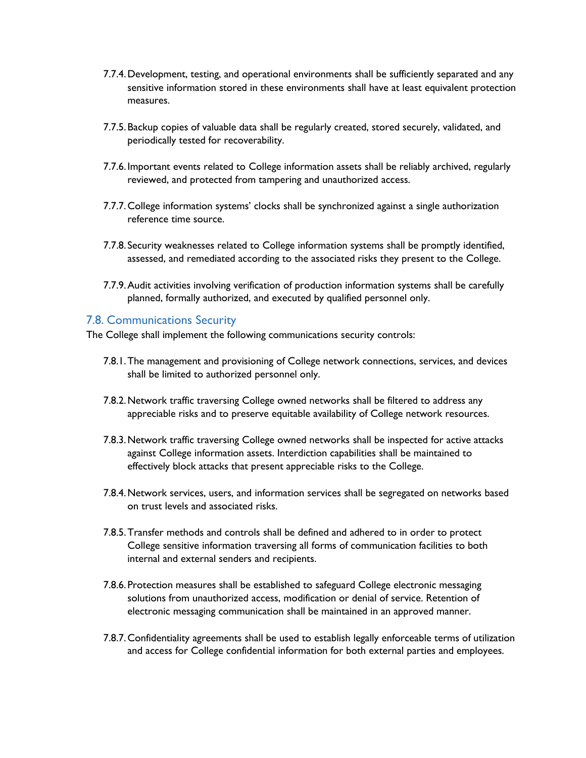7.7.4. Development, testing, and operational environments shall be sufficiently separated and any sensitive information stored in these environments shall have at least equivalent protection measures.

7.7.5. Backup copies of valuable data shall be regularly created, stored securely, validated, and periodically tested for recoverability.

7.7.6. Important events related to College information assets shall be reliably archived, regularly reviewed, and protected from tampering and unauthorized access.

7.7.7. College information systems' clocks shall be synchronized against a single authorization reference time source.

7.7.8. Security weaknesses related to College information systems shall be promptly identified, assessed, and remediated according to the associated risks they present to the College.

7.7.9. Audit activities involving verification of production information systems shall be carefully planned, formally authorized, and executed by qualified personnel only.

## 7.8. Communications Security

The College shall implement the following communications security controls:

7.8.1. The management and provisioning of College network connections, services, and devices shall be limited to authorized personnel only.

7.8.2. Network traffic traversing College owned networks shall be filtered to address any appreciable risks and to preserve equitable availability of College network resources.

7.8.3. Network traffic traversing College owned networks shall be inspected for active attacks against College information assets. Interdiction capabilities shall be maintained to effectively block attacks that present appreciable risks to the College.

7.8.4. Network services, users, and information services shall be segregated on networks based on trust levels and associated risks.

7.8.5. Transfer methods and controls shall be defined and adhered to in order to protect College sensitive information traversing all forms of communication facilities to both internal and external senders and recipients.

7.8.6. Protection measures shall be established to safeguard College electronic messaging solutions from unauthorized access, modification or denial of service. Retention of electronic messaging communication shall be maintained in an approved manner.

7.8.7. Confidentiality agreements shall be used to establish legally enforceable terms of utilization and access for College confidential information for both external parties and employees.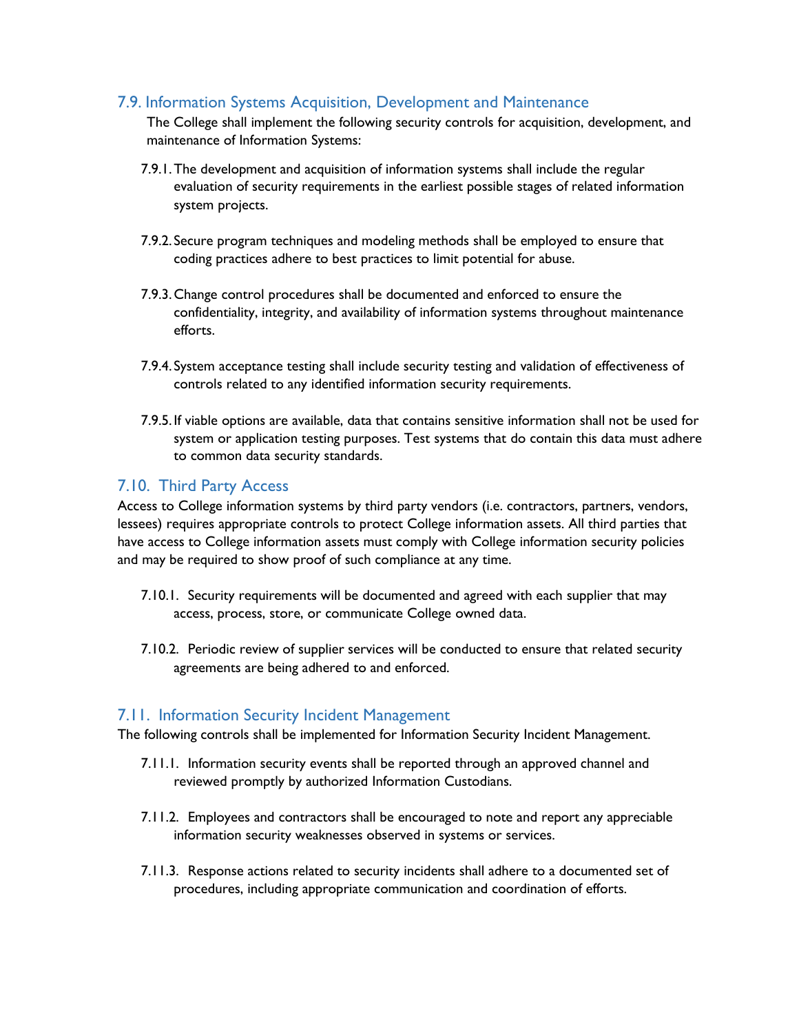## 7.9. Information Systems Acquisition, Development and Maintenance

The College shall implement the following security controls for acquisition, development, and maintenance of Information Systems:

7.9.1. The development and acquisition of information systems shall include the regular evaluation of security requirements in the earliest possible stages of related information system projects.

7.9.2. Secure program techniques and modeling methods shall be employed to ensure that coding practices adhere to best practices to limit potential for abuse.

7.9.3. Change control procedures shall be documented and enforced to ensure the confidentiality, integrity, and availability of information systems throughout maintenance efforts.

7.9.4. System acceptance testing shall include security testing and validation of effectiveness of controls related to any identified information security requirements.

7.9.5. If viable options are available, data that contains sensitive information shall not be used for system or application testing purposes. Test systems that do contain this data must adhere to common data security standards.

## 7.10. Third Party Access

Access to College information systems by third party vendors (i.e. contractors, partners, vendors, lessees) requires appropriate controls to protect College information assets. All third parties that have access to College information assets must comply with College information security policies and may be required to show proof of such compliance at any time.

7.10.1. Security requirements will be documented and agreed with each supplier that may access, process, store, or communicate College owned data.

7.10.2. Periodic review of supplier services will be conducted to ensure that related security agreements are being adhered to and enforced.

## 7.11. Information Security Incident Management

The following controls shall be implemented for Information Security Incident Management.

7.11.1. Information security events shall be reported through an approved channel and reviewed promptly by authorized Information Custodians.

7.11.2. Employees and contractors shall be encouraged to note and report any appreciable information security weaknesses observed in systems or services.

7.11.3. Response actions related to security incidents shall adhere to a documented set of procedures, including appropriate communication and coordination of efforts.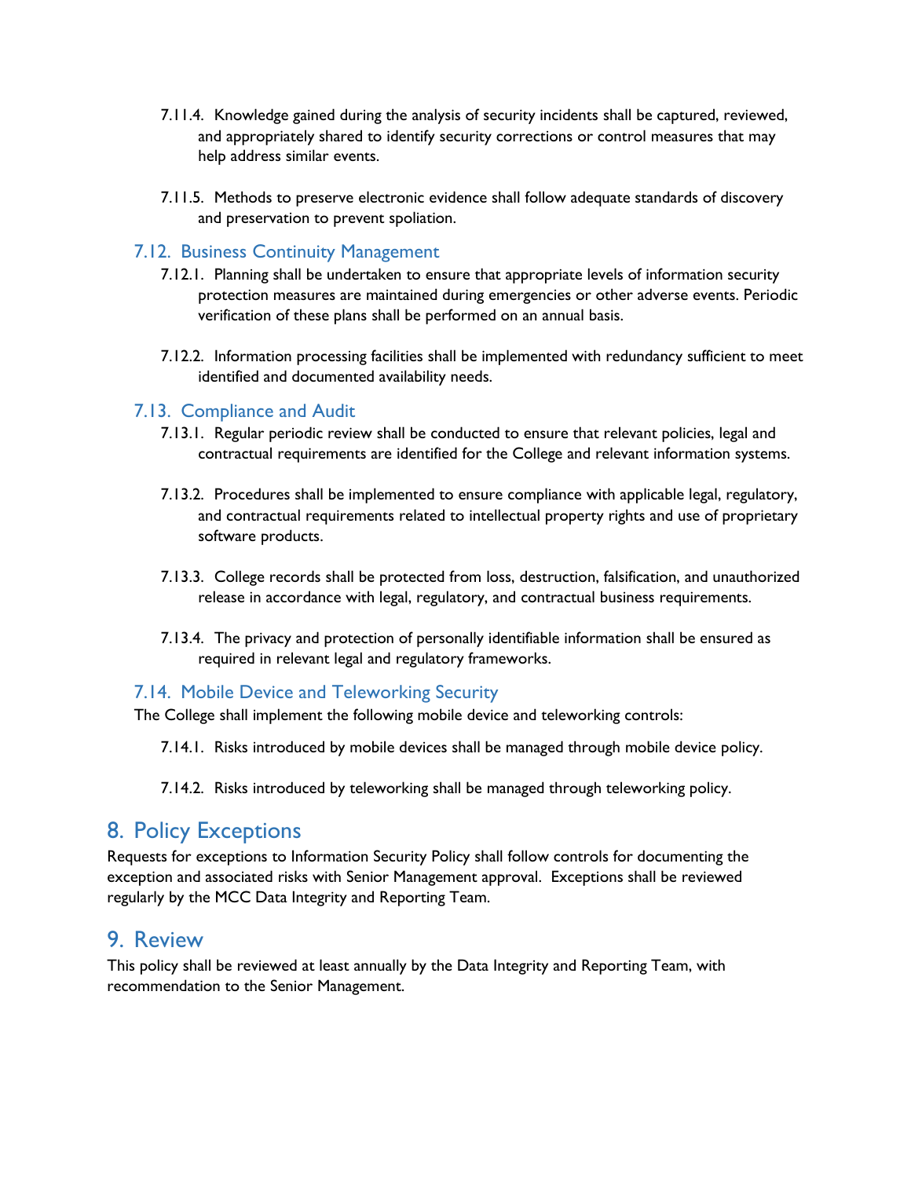7.11.4. Knowledge gained during the analysis of security incidents shall be captured, reviewed, and appropriately shared to identify security corrections or control measures that may help address similar events.

7.11.5. Methods to preserve electronic evidence shall follow adequate standards of discovery and preservation to prevent spoliation.

### 7.12. Business Continuity Management

7.12.1. Planning shall be undertaken to ensure that appropriate levels of information security protection measures are maintained during emergencies or other adverse events. Periodic verification of these plans shall be performed on an annual basis.

7.12.2. Information processing facilities shall be implemented with redundancy sufficient to meet identified and documented availability needs.

### 7.13. Compliance and Audit

7.13.1. Regular periodic review shall be conducted to ensure that relevant policies, legal and contractual requirements are identified for the College and relevant information systems.

7.13.2. Procedures shall be implemented to ensure compliance with applicable legal, regulatory, and contractual requirements related to intellectual property rights and use of proprietary software products.

7.13.3. College records shall be protected from loss, destruction, falsification, and unauthorized release in accordance with legal, regulatory, and contractual business requirements.

7.13.4. The privacy and protection of personally identifiable information shall be ensured as required in relevant legal and regulatory frameworks.

### 7.14. Mobile Device and Teleworking Security

The College shall implement the following mobile device and teleworking controls:

7.14.1. Risks introduced by mobile devices shall be managed through mobile device policy.

7.14.2. Risks introduced by teleworking shall be managed through teleworking policy.

## 8. Policy Exceptions

Requests for exceptions to Information Security Policy shall follow controls for documenting the exception and associated risks with Senior Management approval. Exceptions shall be reviewed regularly by the MCC Data Integrity and Reporting Team.

## 9. Review

This policy shall be reviewed at least annually by the Data Integrity and Reporting Team, with recommendation to the Senior Management.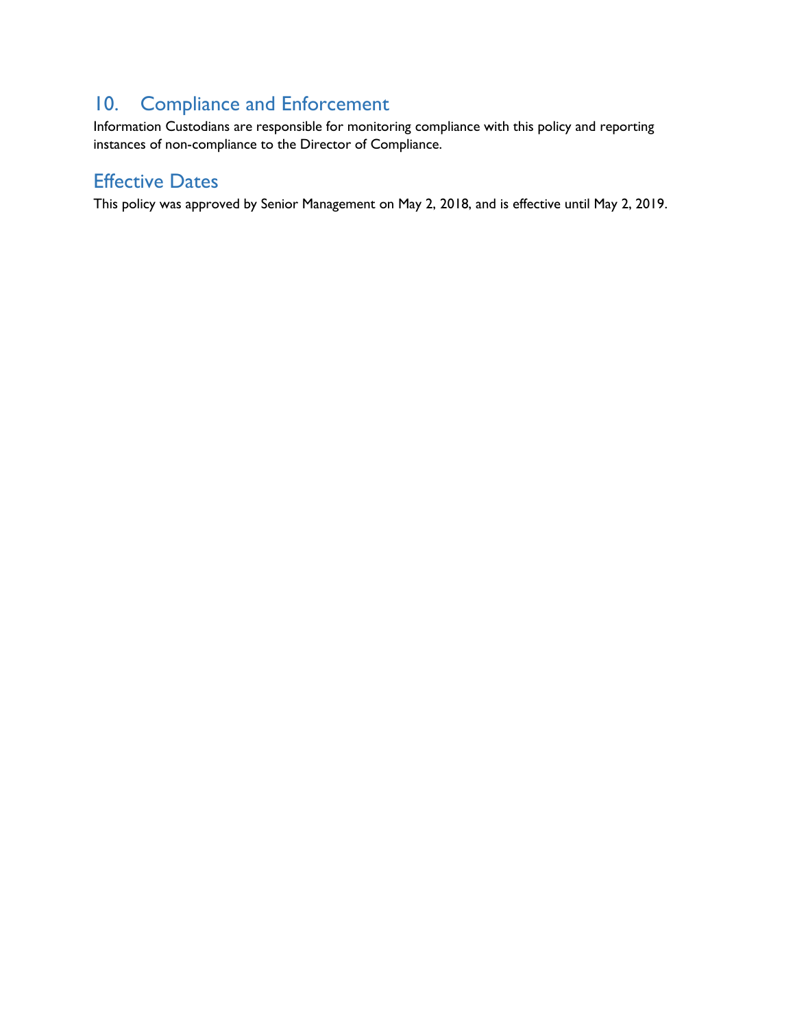## 10. Compliance and Enforcement

Information Custodians are responsible for monitoring compliance with this policy and reporting instances of non-compliance to the Director of Compliance.

## Effective Dates

This policy was approved by Senior Management on May 2, 2018, and is effective until May 2, 2019.